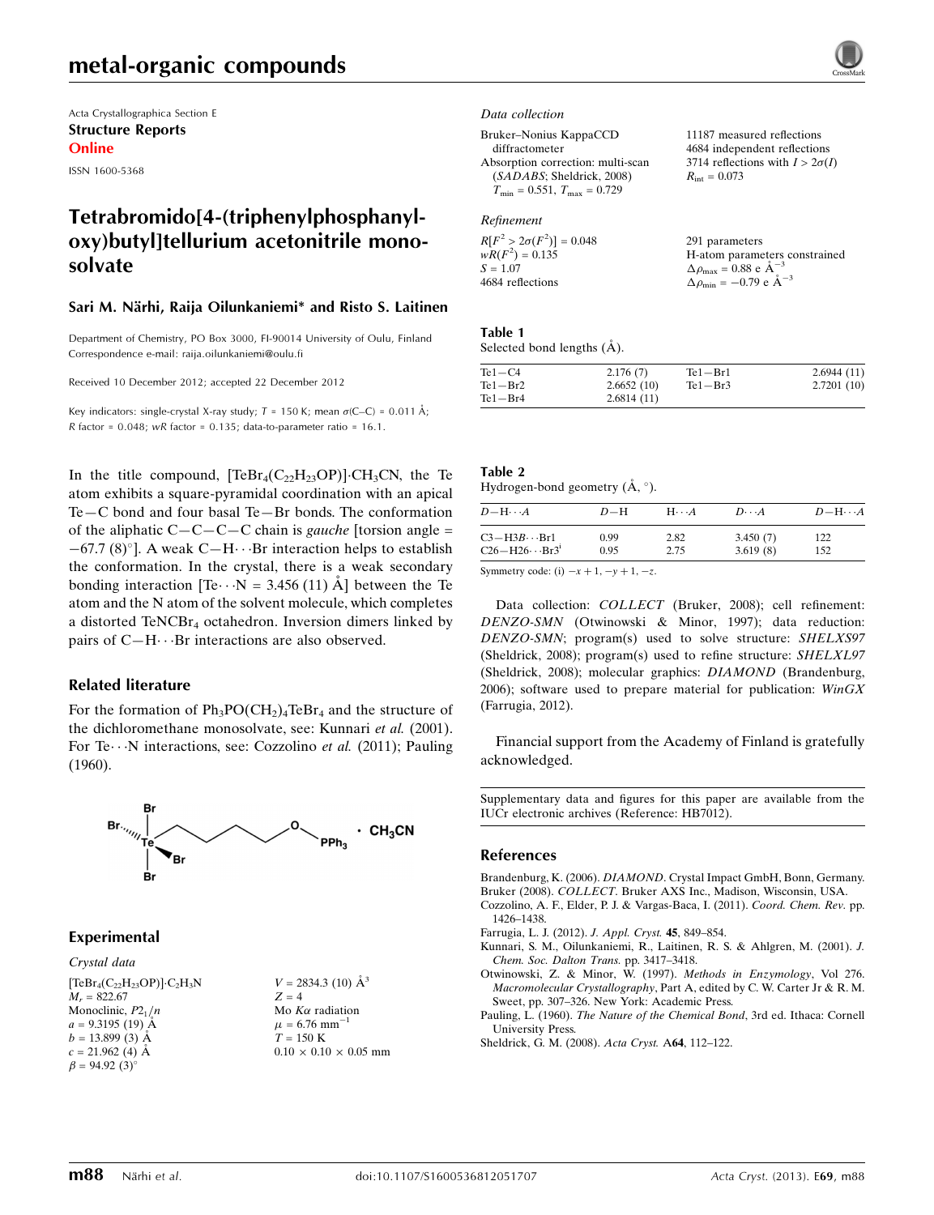Acta Crystallographica Section E

**Structure Reports Online**

ISSN 1600-5368

# Tetrabromido[4-(triphenylphosphanyl-oxy)butyl]tellurium acetonitrile monosolvate

**Sari M. Närhi, Raija Oilunkaniemi\* and Risto S. Laitinen**

Department of Chemistry, PO Box 3000, FI-90014 University of Oulu, Finland
Correspondence e-mail: raija.oilunkaniemi@oulu.fi

Received 10 December 2012; accepted 22 December 2012

Key indicators: single-crystal X-ray study; $T$ = 150 K; mean $\sigma$(C–C) = 0.011 Å; $R$ factor = 0.048; $wR$ factor = 0.135; data-to-parameter ratio = 16.1.

In the title compound, $[TeBr_4(C_{22}H_{23}OP)]\cdot CH_3CN$, the Te atom exhibits a square-pyramidal coordination with an apical Te—C bond and four basal Te—Br bonds. The conformation of the aliphatic C—C—C—C chain is *gauche* [torsion angle = −67.7 (8)°]. A weak C—H···Br interaction helps to establish the conformation. In the crystal, there is a weak secondary bonding interaction [Te···N = 3.456 (11) Å] between the Te atom and the N atom of the solvent molecule, which completes a distorted $TeNCBr_4$ octahedron. Inversion dimers linked by pairs of C—H···Br interactions are also observed.

## Related literature

For the formation of $Ph_3PO(CH_2)_4TeBr_4$ and the structure of the dichloromethane monosolvate, see: Kunnari *et al.* (2001). For Te···N interactions, see: Cozzolino *et al.* (2011); Pauling (1960).

## Experimental

### Crystal data

$[TeBr_4(C_{22}H_{23}OP)]\cdot C_2H_3N$
$M_r$ = 822.67
Monoclinic, $P2_1/n$
$a$ = 9.3195 (19) Å
$b$ = 13.899 (3) Å
$c$ = 21.962 (4) Å
$\beta$ = 94.92 (3)°
$V$ = 2834.3 (10) Å$^3$
$Z$ = 4
Mo $K\alpha$ radiation
$\mu$ = 6.76 mm$^{-1}$
$T$ = 150 K
0.10 × 0.10 × 0.05 mm

### Data collection

Bruker–Nonius KappaCCD diffractometer
Absorption correction: multi-scan (*SADABS*; Sheldrick, 2008)
$T_{min}$ = 0.551, $T_{max}$ = 0.729
11187 measured reflections
4684 independent reflections
3714 reflections with $I > 2\sigma(I)$
$R_{int}$ = 0.073

### Refinement

$R[F^2 > 2\sigma(F^2)]$ = 0.048
$wR(F^2)$ = 0.135
$S$ = 1.07
4684 reflections
291 parameters
H-atom parameters constrained
$\Delta\rho_{max}$ = 0.88 e Å$^{-3}$
$\Delta\rho_{min}$ = −0.79 e Å$^{-3}$

**Table 1**
Selected bond lengths (Å).

| | | | |
|---|---|---|---|
| Te1—C4 | 2.176 (7) | Te1—Br1 | 2.6944 (11) |
| Te1—Br2 | 2.6652 (10) | Te1—Br3 | 2.7201 (10) |
| Te1—Br4 | 2.6814 (11) | | |

**Table 2**
Hydrogen-bond geometry (Å, °).

| $D$—H···$A$ | $D$—H | H···$A$ | $D$···$A$ | $D$—H···$A$ |
|---|---|---|---|---|
| C3—H3*B*···Br1 | 0.99 | 2.82 | 3.450 (7) | 122 |
| C26—H26···Br3$^{i}$ | 0.95 | 2.75 | 3.619 (8) | 152 |

Symmetry code: (i) $-x+1, -y+1, -z$.

Data collection: *COLLECT* (Bruker, 2008); cell refinement: *DENZO-SMN* (Otwinowski & Minor, 1997); data reduction: *DENZO-SMN*; program(s) used to solve structure: *SHELXS97* (Sheldrick, 2008); program(s) used to refine structure: *SHELXL97* (Sheldrick, 2008); molecular graphics: *DIAMOND* (Brandenburg, 2006); software used to prepare material for publication: *WinGX* (Farrugia, 2012).

Financial support from the Academy of Finland is gratefully acknowledged.

Supplementary data and figures for this paper are available from the IUCr electronic archives (Reference: HB7012).

## References

Brandenburg, K. (2006). *DIAMOND*. Crystal Impact GmbH, Bonn, Germany.
Bruker (2008). *COLLECT*. Bruker AXS Inc., Madison, Wisconsin, USA.
Cozzolino, A. F., Elder, P. J. & Vargas-Baca, I. (2011). *Coord. Chem. Rev.* pp. 1426–1438.
Farrugia, L. J. (2012). *J. Appl. Cryst.* **45**, 849–854.
Kunnari, S. M., Oilunkaniemi, R., Laitinen, R. S. & Ahlgren, M. (2001). *J. Chem. Soc. Dalton Trans.* pp. 3417–3418.
Otwinowski, Z. & Minor, W. (1997). *Methods in Enzymology*, Vol 276. *Macromolecular Crystallography*, Part A, edited by C. W. Carter Jr & R. M. Sweet, pp. 307–326. New York: Academic Press.
Pauling, L. (1960). *The Nature of the Chemical Bond*, 3rd ed. Ithaca: Cornell University Press.
Sheldrick, G. M. (2008). *Acta Cryst.* A**64**, 112–122.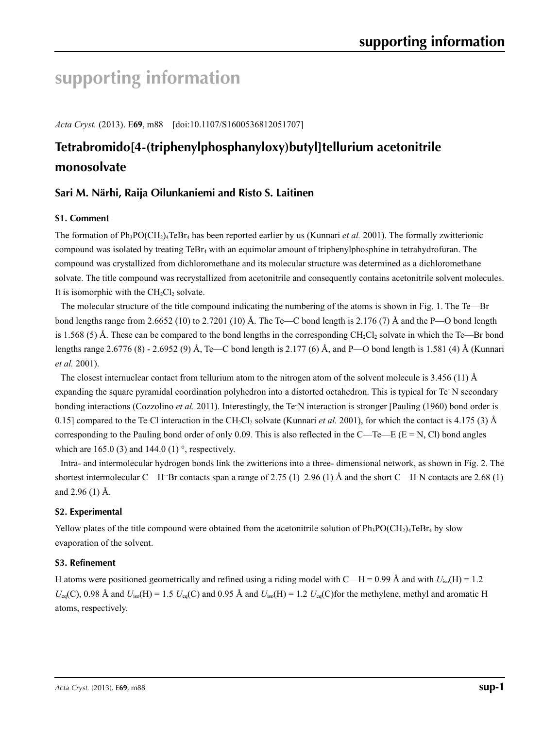# supporting information

*Acta Cryst.* (2013). E**69**, m88    [doi:10.1107/S1600536812051707]

## Tetrabromido[4-(triphenylphosphanyloxy)butyl]tellurium acetonitrile monosolvate

### Sari M. Närhi, Raija Oilunkaniemi and Risto S. Laitinen

#### S1. Comment

The formation of $Ph_3PO(CH_2)_4TeBr_4$ has been reported earlier by us (Kunnari *et al.* 2001). The formally zwitterionic compound was isolated by treating $TeBr_4$ with an equimolar amount of triphenylphosphine in tetrahydrofuran. The compound was crystallized from dichloromethane and its molecular structure was determined as a dichloromethane solvate. The title compound was recrystallized from acetonitrile and consequently contains acetonitrile solvent molecules. It is isomorphic with the $CH_2Cl_2$ solvate.

The molecular structure of the title compound indicating the numbering of the atoms is shown in Fig. 1. The Te—Br bond lengths range from 2.6652 (10) to 2.7201 (10) Å. The Te—C bond length is 2.176 (7) Å and the P—O bond length is 1.568 (5) Å. These can be compared to the bond lengths in the corresponding $CH_2Cl_2$ solvate in which the Te—Br bond lengths range 2.6776 (8) - 2.6952 (9) Å, Te—C bond length is 2.177 (6) Å, and P—O bond length is 1.581 (4) Å (Kunnari *et al.* 2001).

The closest internuclear contact from tellurium atom to the nitrogen atom of the solvent molecule is 3.456 (11) Å expanding the square pyramidal coordination polyhedron into a distorted octahedron. This is typical for Te···N secondary bonding interactions (Cozzolino *et al.* 2011). Interestingly, the Te···N interaction is stronger [Pauling (1960) bond order is 0.15] compared to the Te···Cl interaction in the $CH_2Cl_2$ solvate (Kunnari *et al.* 2001), for which the contact is 4.175 (3) Å corresponding to the Pauling bond order of only 0.09. This is also reflected in the C—Te—E (E = N, Cl) bond angles which are 165.0 (3) and 144.0 (1) °, respectively.

Intra- and intermolecular hydrogen bonds link the zwitterions into a three- dimensional network, as shown in Fig. 2. The shortest intermolecular C—H···Br contacts span a range of 2.75 (1)–2.96 (1) Å and the short C—H···N contacts are 2.68 (1) and 2.96 (1) Å.

#### S2. Experimental

Yellow plates of the title compound were obtained from the acetonitrile solution of $Ph_3PO(CH_2)_4TeBr_4$ by slow evaporation of the solvent.

#### S3. Refinement

H atoms were positioned geometrically and refined using a riding model with C—H = 0.99 Å and with $U_{iso}(H) = 1.2 U_{eq}(C)$, 0.98 Å and $U_{iso}(H) = 1.5 U_{eq}(C)$ and 0.95 Å and $U_{iso}(H) = 1.2 U_{eq}(C)$for the methylene, methyl and aromatic H atoms, respectively.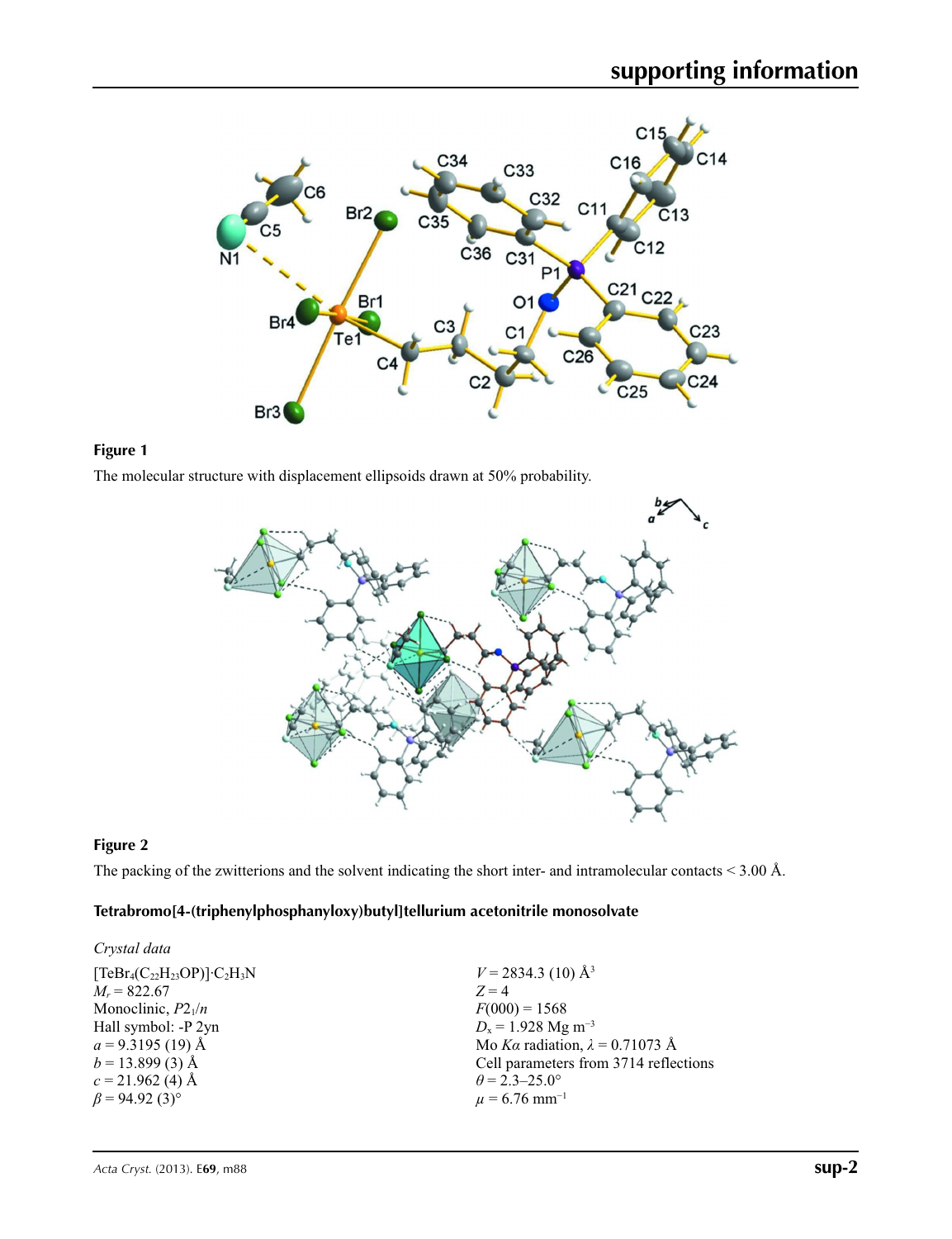**Figure 1**

The molecular structure with displacement ellipsoids drawn at 50% probability.

**Figure 2**

The packing of the zwitterions and the solvent indicating the short inter- and intramolecular contacts < 3.00 Å.

### Tetrabromo[4-(triphenylphosphanyloxy)butyl]tellurium acetonitrile monosolvate

*Crystal data*

$[TeBr_4(C_{22}H_{23}OP)]\cdot C_2H_3N$
$M_r = 822.67$
Monoclinic, $P2_1/n$
Hall symbol: -P 2yn
$a = 9.3195$ (19) Å
$b = 13.899$ (3) Å
$c = 21.962$ (4) Å
$\beta = 94.92$ (3)°
$V = 2834.3$ (10) Å$^3$
$Z = 4$
$F(000) = 1568$
$D_x = 1.928$ Mg m$^{-3}$
Mo $K\alpha$ radiation, $\lambda = 0.71073$ Å
Cell parameters from 3714 reflections
$\theta = 2.3$–25.0°
$\mu = 6.76$ mm$^{-1}$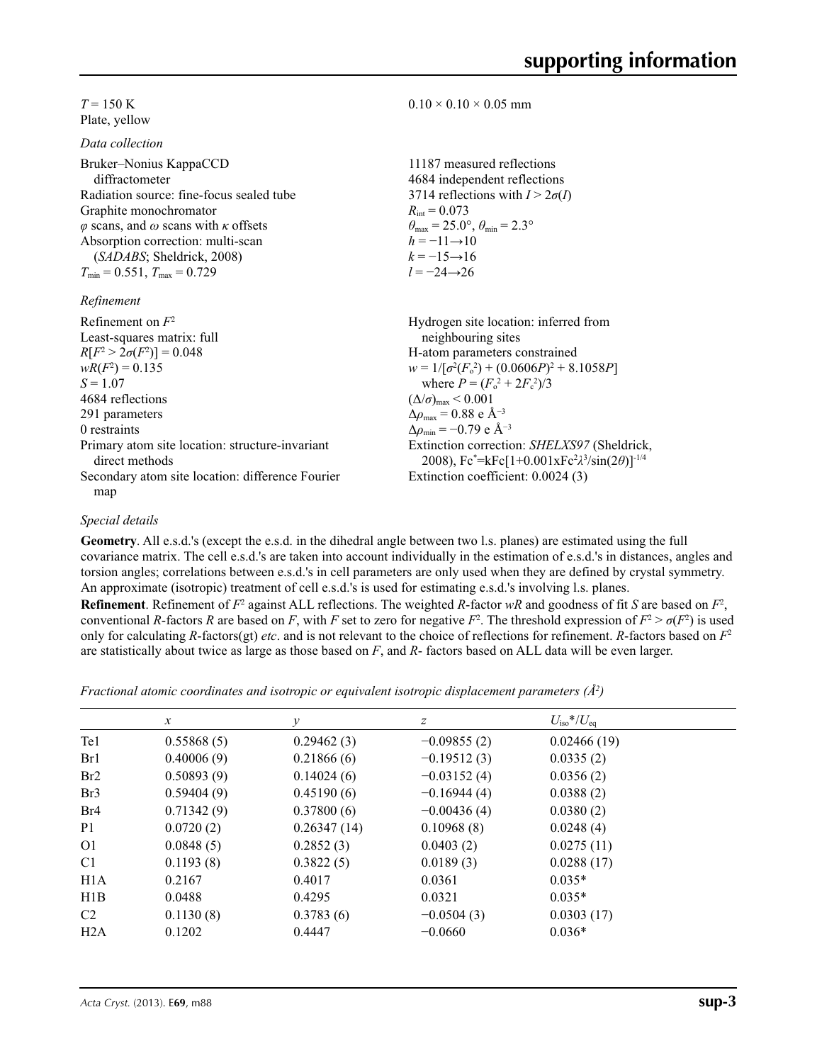$T$ = 150 K
Plate, yellow

$0.10 \times 0.10 \times 0.05$ mm

*Data collection*

Bruker–Nonius KappaCCD diffractometer
Radiation source: fine-focus sealed tube
Graphite monochromator
$\varphi$ scans, and $\omega$ scans with $\kappa$ offsets
Absorption correction: multi-scan (*SADABS*; Sheldrick, 2008)
$T_{min}$ = 0.551, $T_{max}$ = 0.729

11187 measured reflections
4684 independent reflections
3714 reflections with $I > 2\sigma(I)$
$R_{int}$ = 0.073
$\theta_{max}$ = 25.0°, $\theta_{min}$ = 2.3°
$h = -11 \rightarrow 10$
$k = -15 \rightarrow 16$
$l = -24 \rightarrow 26$

*Refinement*

Refinement on $F^2$
Least-squares matrix: full
$R[F^2 > 2\sigma(F^2)]$ = 0.048
$wR(F^2)$ = 0.135
$S$ = 1.07
4684 reflections
291 parameters
0 restraints
Primary atom site location: structure-invariant direct methods
Secondary atom site location: difference Fourier map

Hydrogen site location: inferred from neighbouring sites
H-atom parameters constrained
$w = 1/[\sigma^2(F_o^2) + (0.0606P)^2 + 8.1058P]$
where $P = (F_o^2 + 2F_c^2)/3$
$(\Delta/\sigma)_{max} < 0.001$
$\Delta\rho_{max}$ = 0.88 e Å$^{-3}$
$\Delta\rho_{min}$ = −0.79 e Å$^{-3}$
Extinction correction: *SHELXS97* (Sheldrick, 2008), $Fc^*=kFc[1+0.001xFc^2\lambda^3/\sin(2\theta)]^{-1/4}$
Extinction coefficient: 0.0024 (3)

*Special details*

**Geometry**. All e.s.d.'s (except the e.s.d. in the dihedral angle between two l.s. planes) are estimated using the full covariance matrix. The cell e.s.d.'s are taken into account individually in the estimation of e.s.d.'s in distances, angles and torsion angles; correlations between e.s.d.'s in cell parameters are only used when they are defined by crystal symmetry. An approximate (isotropic) treatment of cell e.s.d.'s is used for estimating e.s.d.'s involving l.s. planes.

**Refinement**. Refinement of $F^2$ against ALL reflections. The weighted $R$-factor $wR$ and goodness of fit $S$ are based on $F^2$, conventional $R$-factors $R$ are based on $F$, with $F$ set to zero for negative $F^2$. The threshold expression of $F^2 > \sigma(F^2)$ is used only for calculating $R$-factors(gt) *etc*. and is not relevant to the choice of reflections for refinement. $R$-factors based on $F^2$ are statistically about twice as large as those based on $F$, and $R$- factors based on ALL data will be even larger.

*Fractional atomic coordinates and isotropic or equivalent isotropic displacement parameters (Å$^2$)*

| | $x$ | $y$ | $z$ | $U_{iso}$\*/$U_{eq}$ |
|---|---|---|---|---|
| Te1 | 0.55868 (5) | 0.29462 (3) | −0.09855 (2) | 0.02466 (19) |
| Br1 | 0.40006 (9) | 0.21866 (6) | −0.19512 (3) | 0.0335 (2) |
| Br2 | 0.50893 (9) | 0.14024 (6) | −0.03152 (4) | 0.0356 (2) |
| Br3 | 0.59404 (9) | 0.45190 (6) | −0.16944 (4) | 0.0388 (2) |
| Br4 | 0.71342 (9) | 0.37800 (6) | −0.00436 (4) | 0.0380 (2) |
| P1 | 0.0720 (2) | 0.26347 (14) | 0.10968 (8) | 0.0248 (4) |
| O1 | 0.0848 (5) | 0.2852 (3) | 0.0403 (2) | 0.0275 (11) |
| C1 | 0.1193 (8) | 0.3822 (5) | 0.0189 (3) | 0.0288 (17) |
| H1A | 0.2167 | 0.4017 | 0.0361 | 0.035* |
| H1B | 0.0488 | 0.4295 | 0.0321 | 0.035* |
| C2 | 0.1130 (8) | 0.3783 (6) | −0.0504 (3) | 0.0303 (17) |
| H2A | 0.1202 | 0.4447 | −0.0660 | 0.036* |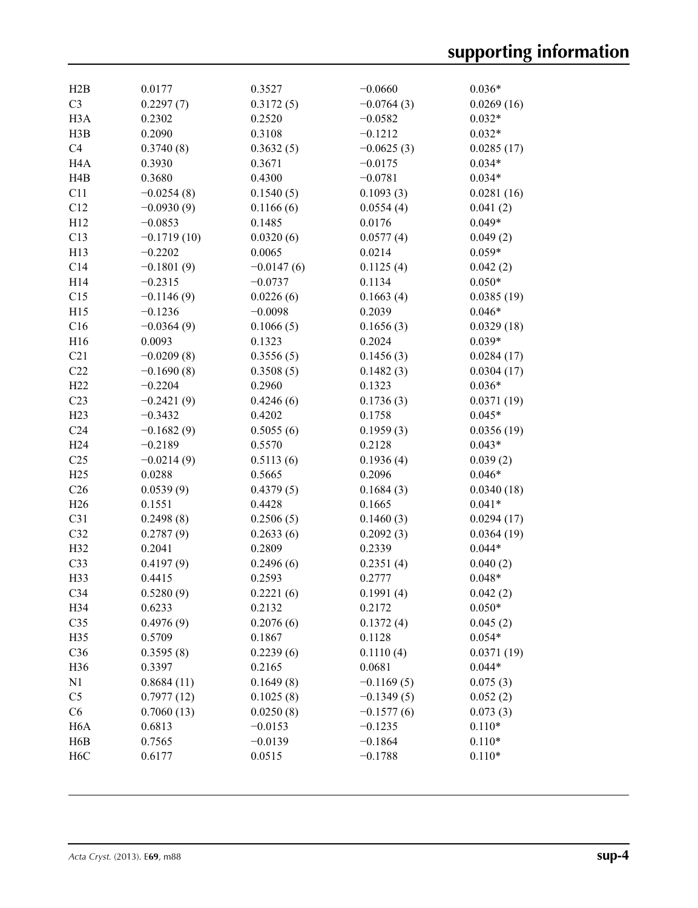| | | | | |
|---|---|---|---|---|
| H2B | 0.0177 | 0.3527 | −0.0660 | 0.036* |
| C3 | 0.2297 (7) | 0.3172 (5) | −0.0764 (3) | 0.0269 (16) |
| H3A | 0.2302 | 0.2520 | −0.0582 | 0.032* |
| H3B | 0.2090 | 0.3108 | −0.1212 | 0.032* |
| C4 | 0.3740 (8) | 0.3632 (5) | −0.0625 (3) | 0.0285 (17) |
| H4A | 0.3930 | 0.3671 | −0.0175 | 0.034* |
| H4B | 0.3680 | 0.4300 | −0.0781 | 0.034* |
| C11 | −0.0254 (8) | 0.1540 (5) | 0.1093 (3) | 0.0281 (16) |
| C12 | −0.0930 (9) | 0.1166 (6) | 0.0554 (4) | 0.041 (2) |
| H12 | −0.0853 | 0.1485 | 0.0176 | 0.049* |
| C13 | −0.1719 (10) | 0.0320 (6) | 0.0577 (4) | 0.049 (2) |
| H13 | −0.2202 | 0.0065 | 0.0214 | 0.059* |
| C14 | −0.1801 (9) | −0.0147 (6) | 0.1125 (4) | 0.042 (2) |
| H14 | −0.2315 | −0.0737 | 0.1134 | 0.050* |
| C15 | −0.1146 (9) | 0.0226 (6) | 0.1663 (4) | 0.0385 (19) |
| H15 | −0.1236 | −0.0098 | 0.2039 | 0.046* |
| C16 | −0.0364 (9) | 0.1066 (5) | 0.1656 (3) | 0.0329 (18) |
| H16 | 0.0093 | 0.1323 | 0.2024 | 0.039* |
| C21 | −0.0209 (8) | 0.3556 (5) | 0.1456 (3) | 0.0284 (17) |
| C22 | −0.1690 (8) | 0.3508 (5) | 0.1482 (3) | 0.0304 (17) |
| H22 | −0.2204 | 0.2960 | 0.1323 | 0.036* |
| C23 | −0.2421 (9) | 0.4246 (6) | 0.1736 (3) | 0.0371 (19) |
| H23 | −0.3432 | 0.4202 | 0.1758 | 0.045* |
| C24 | −0.1682 (9) | 0.5055 (6) | 0.1959 (3) | 0.0356 (19) |
| H24 | −0.2189 | 0.5570 | 0.2128 | 0.043* |
| C25 | −0.0214 (9) | 0.5113 (6) | 0.1936 (4) | 0.039 (2) |
| H25 | 0.0288 | 0.5665 | 0.2096 | 0.046* |
| C26 | 0.0539 (9) | 0.4379 (5) | 0.1684 (3) | 0.0340 (18) |
| H26 | 0.1551 | 0.4428 | 0.1665 | 0.041* |
| C31 | 0.2498 (8) | 0.2506 (5) | 0.1460 (3) | 0.0294 (17) |
| C32 | 0.2787 (9) | 0.2633 (6) | 0.2092 (3) | 0.0364 (19) |
| H32 | 0.2041 | 0.2809 | 0.2339 | 0.044* |
| C33 | 0.4197 (9) | 0.2496 (6) | 0.2351 (4) | 0.040 (2) |
| H33 | 0.4415 | 0.2593 | 0.2777 | 0.048* |
| C34 | 0.5280 (9) | 0.2221 (6) | 0.1991 (4) | 0.042 (2) |
| H34 | 0.6233 | 0.2132 | 0.2172 | 0.050* |
| C35 | 0.4976 (9) | 0.2076 (6) | 0.1372 (4) | 0.045 (2) |
| H35 | 0.5709 | 0.1867 | 0.1128 | 0.054* |
| C36 | 0.3595 (8) | 0.2239 (6) | 0.1110 (4) | 0.0371 (19) |
| H36 | 0.3397 | 0.2165 | 0.0681 | 0.044* |
| N1 | 0.8684 (11) | 0.1649 (8) | −0.1169 (5) | 0.075 (3) |
| C5 | 0.7977 (12) | 0.1025 (8) | −0.1349 (5) | 0.052 (2) |
| C6 | 0.7060 (13) | 0.0250 (8) | −0.1577 (6) | 0.073 (3) |
| H6A | 0.6813 | −0.0153 | −0.1235 | 0.110* |
| H6B | 0.7565 | −0.0139 | −0.1864 | 0.110* |
| H6C | 0.6177 | 0.0515 | −0.1788 | 0.110* |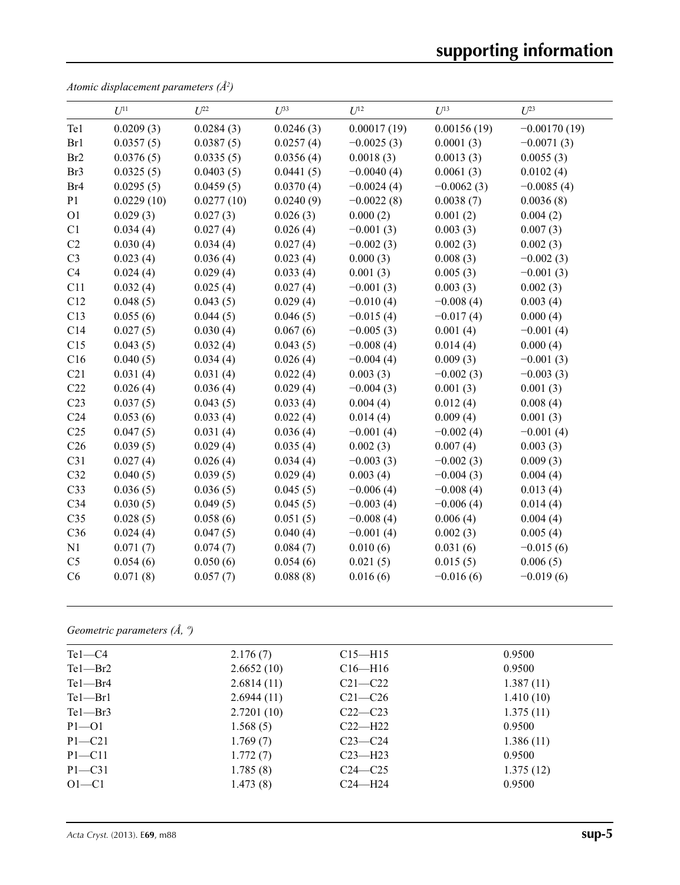*Atomic displacement parameters (Å²)*

| | $U^{11}$ | $U^{22}$ | $U^{33}$ | $U^{12}$ | $U^{13}$ | $U^{23}$ |
|---|---|---|---|---|---|---|
| Te1 | 0.0209 (3) | 0.0284 (3) | 0.0246 (3) | 0.00017 (19) | 0.00156 (19) | −0.00170 (19) |
| Br1 | 0.0357 (5) | 0.0387 (5) | 0.0257 (4) | −0.0025 (3) | 0.0001 (3) | −0.0071 (3) |
| Br2 | 0.0376 (5) | 0.0335 (5) | 0.0356 (4) | 0.0018 (3) | 0.0013 (3) | 0.0055 (3) |
| Br3 | 0.0325 (5) | 0.0403 (5) | 0.0441 (5) | −0.0040 (4) | 0.0061 (3) | 0.0102 (4) |
| Br4 | 0.0295 (5) | 0.0459 (5) | 0.0370 (4) | −0.0024 (4) | −0.0062 (3) | −0.0085 (4) |
| P1 | 0.0229 (10) | 0.0277 (10) | 0.0240 (9) | −0.0022 (8) | 0.0038 (7) | 0.0036 (8) |
| O1 | 0.029 (3) | 0.027 (3) | 0.026 (3) | 0.000 (2) | 0.001 (2) | 0.004 (2) |
| C1 | 0.034 (4) | 0.027 (4) | 0.026 (4) | −0.001 (3) | 0.003 (3) | 0.007 (3) |
| C2 | 0.030 (4) | 0.034 (4) | 0.027 (4) | −0.002 (3) | 0.002 (3) | 0.002 (3) |
| C3 | 0.023 (4) | 0.036 (4) | 0.023 (4) | 0.000 (3) | 0.008 (3) | −0.002 (3) |
| C4 | 0.024 (4) | 0.029 (4) | 0.033 (4) | 0.001 (3) | 0.005 (3) | −0.001 (3) |
| C11 | 0.032 (4) | 0.025 (4) | 0.027 (4) | −0.001 (3) | 0.003 (3) | 0.002 (3) |
| C12 | 0.048 (5) | 0.043 (5) | 0.029 (4) | −0.010 (4) | −0.008 (4) | 0.003 (4) |
| C13 | 0.055 (6) | 0.044 (5) | 0.046 (5) | −0.015 (4) | −0.017 (4) | 0.000 (4) |
| C14 | 0.027 (5) | 0.030 (4) | 0.067 (6) | −0.005 (3) | 0.001 (4) | −0.001 (4) |
| C15 | 0.043 (5) | 0.032 (4) | 0.043 (5) | −0.008 (4) | 0.014 (4) | 0.000 (4) |
| C16 | 0.040 (5) | 0.034 (4) | 0.026 (4) | −0.004 (4) | 0.009 (3) | −0.001 (3) |
| C21 | 0.031 (4) | 0.031 (4) | 0.022 (4) | 0.003 (3) | −0.002 (3) | −0.003 (3) |
| C22 | 0.026 (4) | 0.036 (4) | 0.029 (4) | −0.004 (3) | 0.001 (3) | 0.001 (3) |
| C23 | 0.037 (5) | 0.043 (5) | 0.033 (4) | 0.004 (4) | 0.012 (4) | 0.008 (4) |
| C24 | 0.053 (6) | 0.033 (4) | 0.022 (4) | 0.014 (4) | 0.009 (4) | 0.001 (3) |
| C25 | 0.047 (5) | 0.031 (4) | 0.036 (4) | −0.001 (4) | −0.002 (4) | −0.001 (4) |
| C26 | 0.039 (5) | 0.029 (4) | 0.035 (4) | 0.002 (3) | 0.007 (4) | 0.003 (3) |
| C31 | 0.027 (4) | 0.026 (4) | 0.034 (4) | −0.003 (3) | −0.002 (3) | 0.009 (3) |
| C32 | 0.040 (5) | 0.039 (5) | 0.029 (4) | 0.003 (4) | −0.004 (3) | 0.004 (4) |
| C33 | 0.036 (5) | 0.036 (5) | 0.045 (5) | −0.006 (4) | −0.008 (4) | 0.013 (4) |
| C34 | 0.030 (5) | 0.049 (5) | 0.045 (5) | −0.003 (4) | −0.006 (4) | 0.014 (4) |
| C35 | 0.028 (5) | 0.058 (6) | 0.051 (5) | −0.008 (4) | 0.006 (4) | 0.004 (4) |
| C36 | 0.024 (4) | 0.047 (5) | 0.040 (4) | −0.001 (4) | 0.002 (3) | 0.005 (4) |
| N1 | 0.071 (7) | 0.074 (7) | 0.084 (7) | 0.010 (6) | 0.031 (6) | −0.015 (6) |
| C5 | 0.054 (6) | 0.050 (6) | 0.054 (6) | 0.021 (5) | 0.015 (5) | 0.006 (5) |
| C6 | 0.071 (8) | 0.057 (7) | 0.088 (8) | 0.016 (6) | −0.016 (6) | −0.019 (6) |

*Geometric parameters (Å, º)*

| | | | |
|---|---|---|---|
| Te1—C4 | 2.176 (7) | C15—H15 | 0.9500 |
| Te1—Br2 | 2.6652 (10) | C16—H16 | 0.9500 |
| Te1—Br4 | 2.6814 (11) | C21—C22 | 1.387 (11) |
| Te1—Br1 | 2.6944 (11) | C21—C26 | 1.410 (10) |
| Te1—Br3 | 2.7201 (10) | C22—C23 | 1.375 (11) |
| P1—O1 | 1.568 (5) | C22—H22 | 0.9500 |
| P1—C21 | 1.769 (7) | C23—C24 | 1.386 (11) |
| P1—C11 | 1.772 (7) | C23—H23 | 0.9500 |
| P1—C31 | 1.785 (8) | C24—C25 | 1.375 (12) |
| O1—C1 | 1.473 (8) | C24—H24 | 0.9500 |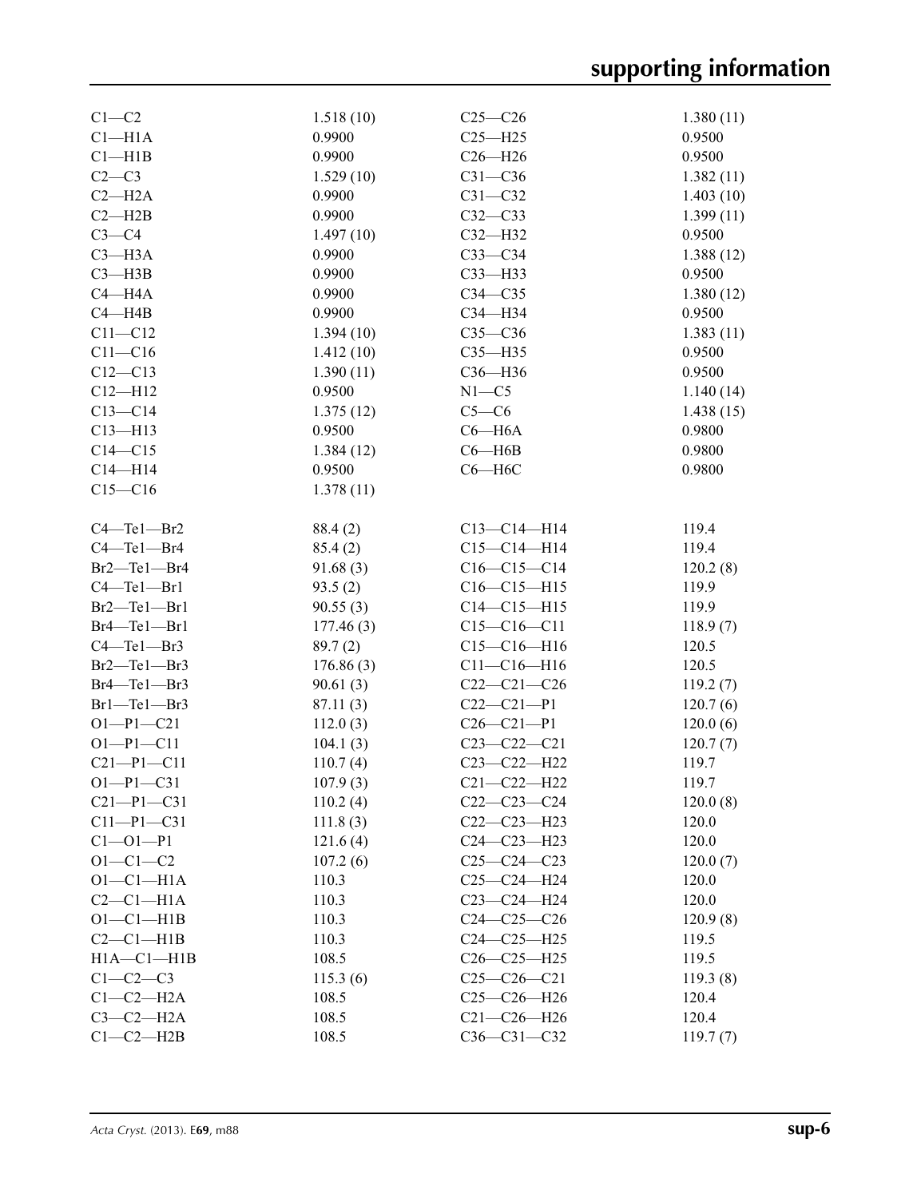| | | | |
|---|---|---|---|
| C1—C2 | 1.518 (10) | C25—C26 | 1.380 (11) |
| C1—H1A | 0.9900 | C25—H25 | 0.9500 |
| C1—H1B | 0.9900 | C26—H26 | 0.9500 |
| C2—C3 | 1.529 (10) | C31—C36 | 1.382 (11) |
| C2—H2A | 0.9900 | C31—C32 | 1.403 (10) |
| C2—H2B | 0.9900 | C32—C33 | 1.399 (11) |
| C3—C4 | 1.497 (10) | C32—H32 | 0.9500 |
| C3—H3A | 0.9900 | C33—C34 | 1.388 (12) |
| C3—H3B | 0.9900 | C33—H33 | 0.9500 |
| C4—H4A | 0.9900 | C34—C35 | 1.380 (12) |
| C4—H4B | 0.9900 | C34—H34 | 0.9500 |
| C11—C12 | 1.394 (10) | C35—C36 | 1.383 (11) |
| C11—C16 | 1.412 (10) | C35—H35 | 0.9500 |
| C12—C13 | 1.390 (11) | C36—H36 | 0.9500 |
| C12—H12 | 0.9500 | N1—C5 | 1.140 (14) |
| C13—C14 | 1.375 (12) | C5—C6 | 1.438 (15) |
| C13—H13 | 0.9500 | C6—H6A | 0.9800 |
| C14—C15 | 1.384 (12) | C6—H6B | 0.9800 |
| C14—H14 | 0.9500 | C6—H6C | 0.9800 |
| C15—C16 | 1.378 (11) | | |

| | | | |
|---|---|---|---|
| C4—Te1—Br2 | 88.4 (2) | C13—C14—H14 | 119.4 |
| C4—Te1—Br4 | 85.4 (2) | C15—C14—H14 | 119.4 |
| Br2—Te1—Br4 | 91.68 (3) | C16—C15—C14 | 120.2 (8) |
| C4—Te1—Br1 | 93.5 (2) | C16—C15—H15 | 119.9 |
| Br2—Te1—Br1 | 90.55 (3) | C14—C15—H15 | 119.9 |
| Br4—Te1—Br1 | 177.46 (3) | C15—C16—C11 | 118.9 (7) |
| C4—Te1—Br3 | 89.7 (2) | C15—C16—H16 | 120.5 |
| Br2—Te1—Br3 | 176.86 (3) | C11—C16—H16 | 120.5 |
| Br4—Te1—Br3 | 90.61 (3) | C22—C21—C26 | 119.2 (7) |
| Br1—Te1—Br3 | 87.11 (3) | C22—C21—P1 | 120.7 (6) |
| O1—P1—C21 | 112.0 (3) | C26—C21—P1 | 120.0 (6) |
| O1—P1—C11 | 104.1 (3) | C23—C22—C21 | 120.7 (7) |
| C21—P1—C11 | 110.7 (4) | C23—C22—H22 | 119.7 |
| O1—P1—C31 | 107.9 (3) | C21—C22—H22 | 119.7 |
| C21—P1—C31 | 110.2 (4) | C22—C23—C24 | 120.0 (8) |
| C11—P1—C31 | 111.8 (3) | C22—C23—H23 | 120.0 |
| C1—O1—P1 | 121.6 (4) | C24—C23—H23 | 120.0 |
| O1—C1—C2 | 107.2 (6) | C25—C24—C23 | 120.0 (7) |
| O1—C1—H1A | 110.3 | C25—C24—H24 | 120.0 |
| C2—C1—H1A | 110.3 | C23—C24—H24 | 120.0 |
| O1—C1—H1B | 110.3 | C24—C25—C26 | 120.9 (8) |
| C2—C1—H1B | 110.3 | C24—C25—H25 | 119.5 |
| H1A—C1—H1B | 108.5 | C26—C25—H25 | 119.5 |
| C1—C2—C3 | 115.3 (6) | C25—C26—C21 | 119.3 (8) |
| C1—C2—H2A | 108.5 | C25—C26—H26 | 120.4 |
| C3—C2—H2A | 108.5 | C21—C26—H26 | 120.4 |
| C1—C2—H2B | 108.5 | C36—C31—C32 | 119.7 (7) |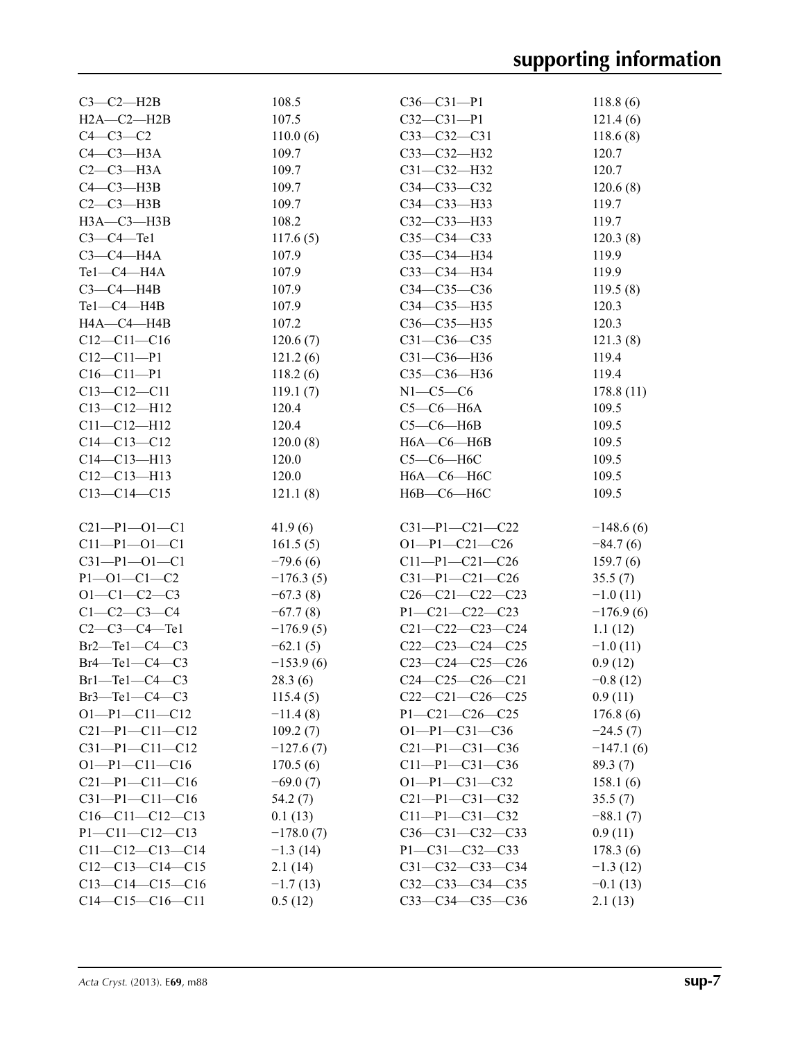| | | | |
|---|---|---|---|
| C3—C2—H2B | 108.5 | C36—C31—P1 | 118.8 (6) |
| H2A—C2—H2B | 107.5 | C32—C31—P1 | 121.4 (6) |
| C4—C3—C2 | 110.0 (6) | C33—C32—C31 | 118.6 (8) |
| C4—C3—H3A | 109.7 | C33—C32—H32 | 120.7 |
| C2—C3—H3A | 109.7 | C31—C32—H32 | 120.7 |
| C4—C3—H3B | 109.7 | C34—C33—C32 | 120.6 (8) |
| C2—C3—H3B | 109.7 | C34—C33—H33 | 119.7 |
| H3A—C3—H3B | 108.2 | C32—C33—H33 | 119.7 |
| C3—C4—Te1 | 117.6 (5) | C35—C34—C33 | 120.3 (8) |
| C3—C4—H4A | 107.9 | C35—C34—H34 | 119.9 |
| Te1—C4—H4A | 107.9 | C33—C34—H34 | 119.9 |
| C3—C4—H4B | 107.9 | C34—C35—C36 | 119.5 (8) |
| Te1—C4—H4B | 107.9 | C34—C35—H35 | 120.3 |
| H4A—C4—H4B | 107.2 | C36—C35—H35 | 120.3 |
| C12—C11—C16 | 120.6 (7) | C31—C36—C35 | 121.3 (8) |
| C12—C11—P1 | 121.2 (6) | C31—C36—H36 | 119.4 |
| C16—C11—P1 | 118.2 (6) | C35—C36—H36 | 119.4 |
| C13—C12—C11 | 119.1 (7) | N1—C5—C6 | 178.8 (11) |
| C13—C12—H12 | 120.4 | C5—C6—H6A | 109.5 |
| C11—C12—H12 | 120.4 | C5—C6—H6B | 109.5 |
| C14—C13—C12 | 120.0 (8) | H6A—C6—H6B | 109.5 |
| C14—C13—H13 | 120.0 | C5—C6—H6C | 109.5 |
| C12—C13—H13 | 120.0 | H6A—C6—H6C | 109.5 |
| C13—C14—C15 | 121.1 (8) | H6B—C6—H6C | 109.5 |

| | | | |
|---|---|---|---|
| C21—P1—O1—C1 | 41.9 (6) | C31—P1—C21—C22 | −148.6 (6) |
| C11—P1—O1—C1 | 161.5 (5) | O1—P1—C21—C26 | −84.7 (6) |
| C31—P1—O1—C1 | −79.6 (6) | C11—P1—C21—C26 | 159.7 (6) |
| P1—O1—C1—C2 | −176.3 (5) | C31—P1—C21—C26 | 35.5 (7) |
| O1—C1—C2—C3 | −67.3 (8) | C26—C21—C22—C23 | −1.0 (11) |
| C1—C2—C3—C4 | −67.7 (8) | P1—C21—C22—C23 | −176.9 (6) |
| C2—C3—C4—Te1 | −176.9 (5) | C21—C22—C23—C24 | 1.1 (12) |
| Br2—Te1—C4—C3 | −62.1 (5) | C22—C23—C24—C25 | −1.0 (11) |
| Br4—Te1—C4—C3 | −153.9 (6) | C23—C24—C25—C26 | 0.9 (12) |
| Br1—Te1—C4—C3 | 28.3 (6) | C24—C25—C26—C21 | −0.8 (12) |
| Br3—Te1—C4—C3 | 115.4 (5) | C22—C21—C26—C25 | 0.9 (11) |
| O1—P1—C11—C12 | −11.4 (8) | P1—C21—C26—C25 | 176.8 (6) |
| C21—P1—C11—C12 | 109.2 (7) | O1—P1—C31—C36 | −24.5 (7) |
| C31—P1—C11—C12 | −127.6 (7) | C21—P1—C31—C36 | −147.1 (6) |
| O1—P1—C11—C16 | 170.5 (6) | C11—P1—C31—C36 | 89.3 (7) |
| C21—P1—C11—C16 | −69.0 (7) | O1—P1—C31—C32 | 158.1 (6) |
| C31—P1—C11—C16 | 54.2 (7) | C21—P1—C31—C32 | 35.5 (7) |
| C16—C11—C12—C13 | 0.1 (13) | C11—P1—C31—C32 | −88.1 (7) |
| P1—C11—C12—C13 | −178.0 (7) | C36—C31—C32—C33 | 0.9 (11) |
| C11—C12—C13—C14 | −1.3 (14) | P1—C31—C32—C33 | 178.3 (6) |
| C12—C13—C14—C15 | 2.1 (14) | C31—C32—C33—C34 | −1.3 (12) |
| C13—C14—C15—C16 | −1.7 (13) | C32—C33—C34—C35 | −0.1 (13) |
| C14—C15—C16—C11 | 0.5 (12) | C33—C34—C35—C36 | 2.1 (13) |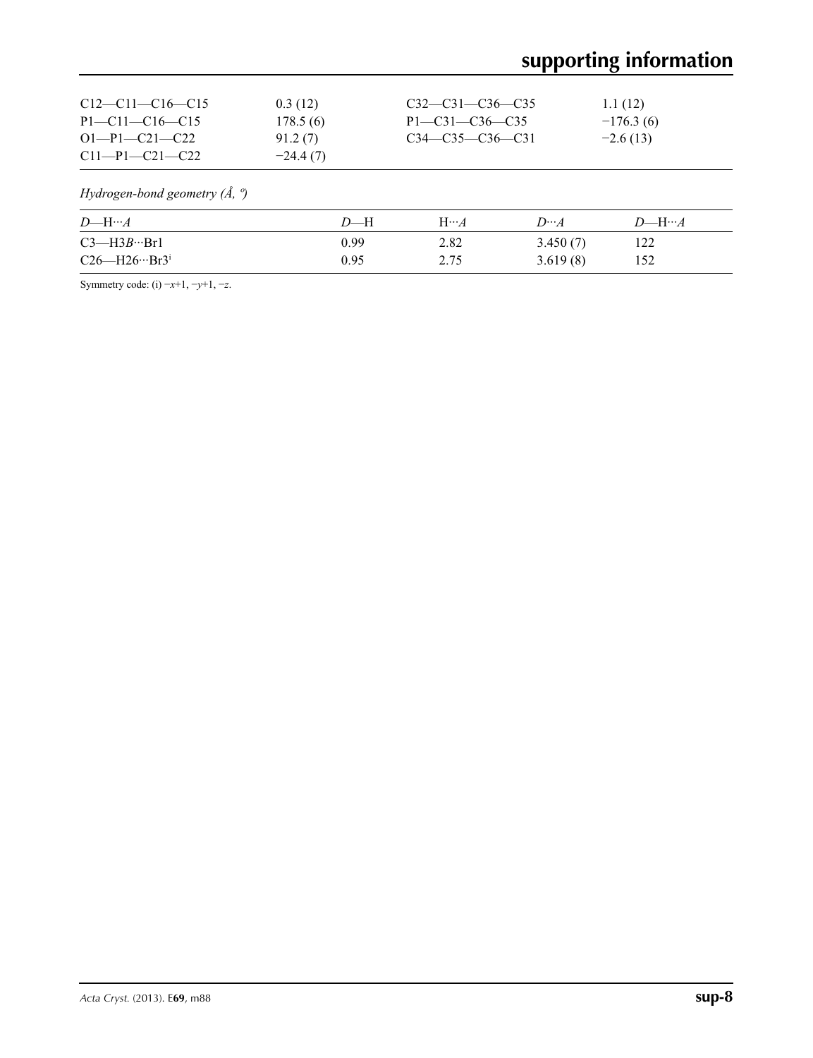| | | | |
|---|---|---|---|
| C12—C11—C16—C15 | 0.3 (12) | C32—C31—C36—C35 | 1.1 (12) |
| P1—C11—C16—C15 | 178.5 (6) | P1—C31—C36—C35 | −176.3 (6) |
| O1—P1—C21—C22 | 91.2 (7) | C34—C35—C36—C31 | −2.6 (13) |
| C11—P1—C21—C22 | −24.4 (7) | | |

*Hydrogen-bond geometry (Å, º)*

| *D*—H···*A* | *D*—H | H···*A* | *D*···*A* | *D*—H···*A* |
|---|---|---|---|---|
| C3—H3*B*···Br1 | 0.99 | 2.82 | 3.450 (7) | 122 |
| C26—H26···Br3$^{i}$ | 0.95 | 2.75 | 3.619 (8) | 152 |

Symmetry code: (i) −*x*+1, −*y*+1, −*z*.